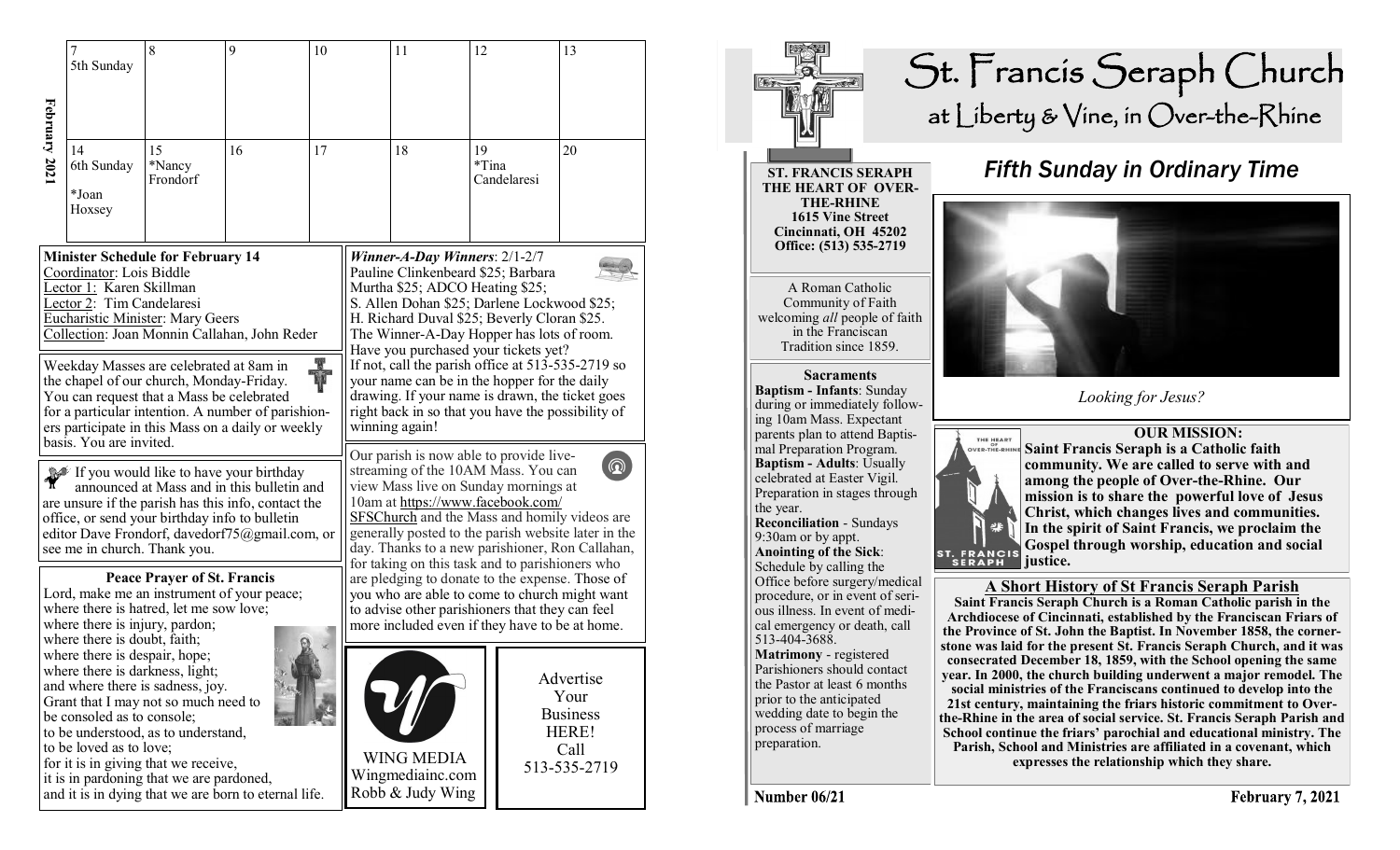## February 2021

| 7<br>5th Sunday | 8 | 9 | 10 | 11 | 12 | 13 |
|---|---|---|---|---|---|---|
| 14<br>6th Sunday<br>*Joan Hoxsey | 15<br>*Nancy Frondorf | 16 | 17 | 18 | 19<br>*Tina Candelaresi | 20 |

**Minister Schedule for February 14**

Coordinator: Lois Biddle
Lector 1: Karen Skillman
Lector 2: Tim Candelaresi
Eucharistic Minister: Mary Geers
Collection: Joan Monnin Callahan, John Reder

Weekday Masses are celebrated at 8am in the chapel of our church, Monday-Friday. You can request that a Mass be celebrated for a particular intention. A number of parishioners participate in this Mass on a daily or weekly basis. You are invited.

If you would like to have your birthday announced at Mass and in this bulletin and are unsure if the parish has this info, contact the office, or send your birthday info to bulletin editor Dave Frondorf, davedorf75@gmail.com, or see me in church. Thank you.

**Peace Prayer of St. Francis**

Lord, make me an instrument of your peace;
where there is hatred, let me sow love;
where there is injury, pardon;
where there is doubt, faith;
where there is despair, hope;
where there is darkness, light;
and where there is sadness, joy.
Grant that I may not so much need to be consoled as to console;
to be understood, as to understand,
to be loved as to love;
for it is in giving that we receive,
it is in pardoning that we are pardoned,
and it is in dying that we are born to eternal life.

***Winner-A-Day Winners***: 2/1-2/7
Pauline Clinkenbeard $25; Barbara Murtha $25; ADCO Heating $25; S. Allen Dohan $25; Darlene Lockwood $25; H. Richard Duval $25; Beverly Cloran $25.
The Winner-A-Day Hopper has lots of room. Have you purchased your tickets yet? If not, call the parish office at 513-535-2719 so your name can be in the hopper for the daily drawing. If your name is drawn, the ticket goes right back in so that you have the possibility of winning again!

Our parish is now able to provide live-streaming of the 10AM Mass. You can view Mass live on Sunday mornings at 10am at https://www.facebook.com/SFSChurch and the Mass and homily videos are generally posted to the parish website later in the day. Thanks to a new parishioner, Ron Callahan, for taking on this task and to parishioners who are pledging to donate to the expense. Those of you who are able to come to church might want to advise other parishioners that they can feel more included even if they have to be at home.

WING MEDIA
Wingmediainc.com
Robb & Judy Wing

Advertise Your Business HERE! Call 513-535-2719

# St. Francis Seraph Church
## at Liberty & Vine, in Over-the-Rhine

**ST. FRANCIS SERAPH THE HEART OF OVER-THE-RHINE**
**1615 Vine Street**
**Cincinnati, OH 45202**
**Office: (513) 535-2719**

A Roman Catholic Community of Faith welcoming *all* people of faith in the Franciscan Tradition since 1859.

**Sacraments**

**Baptism - Infants**: Sunday during or immediately following 10am Mass. Expectant parents plan to attend Baptismal Preparation Program.
**Baptism - Adults**: Usually celebrated at Easter Vigil. Preparation in stages through the year.
**Reconciliation** - Sundays 9:30am or by appt.
**Anointing of the Sick**: Schedule by calling the Office before surgery/medical procedure, or in event of serious illness. In event of medical emergency or death, call 513-404-3688.
**Matrimony** - registered Parishioners should contact the Pastor at least 6 months prior to the anticipated wedding date to begin the process of marriage preparation.

## *Fifth Sunday in Ordinary Time*

*Looking for Jesus?*

**OUR MISSION:**
**Saint Francis Seraph is a Catholic faith community. We are called to serve with and among the people of Over-the-Rhine. Our mission is to share the powerful love of Jesus Christ, which changes lives and communities. In the spirit of Saint Francis, we proclaim the Gospel through worship, education and social justice.**

**A Short History of St Francis Seraph Parish**

**Saint Francis Seraph Church is a Roman Catholic parish in the Archdiocese of Cincinnati, established by the Franciscan Friars of the Province of St. John the Baptist. In November 1858, the cornerstone was laid for the present St. Francis Seraph Church, and it was consecrated December 18, 1859, with the School opening the same year. In 2000, the church building underwent a major remodel. The social ministries of the Franciscans continued to develop into the 21st century, maintaining the friars historic commitment to Over-the-Rhine in the area of social service. St. Francis Seraph Parish and School continue the friars' parochial and educational ministry. The Parish, School and Ministries are affiliated in a covenant, which expresses the relationship which they share.**

**Number 06/21** **February 7, 2021**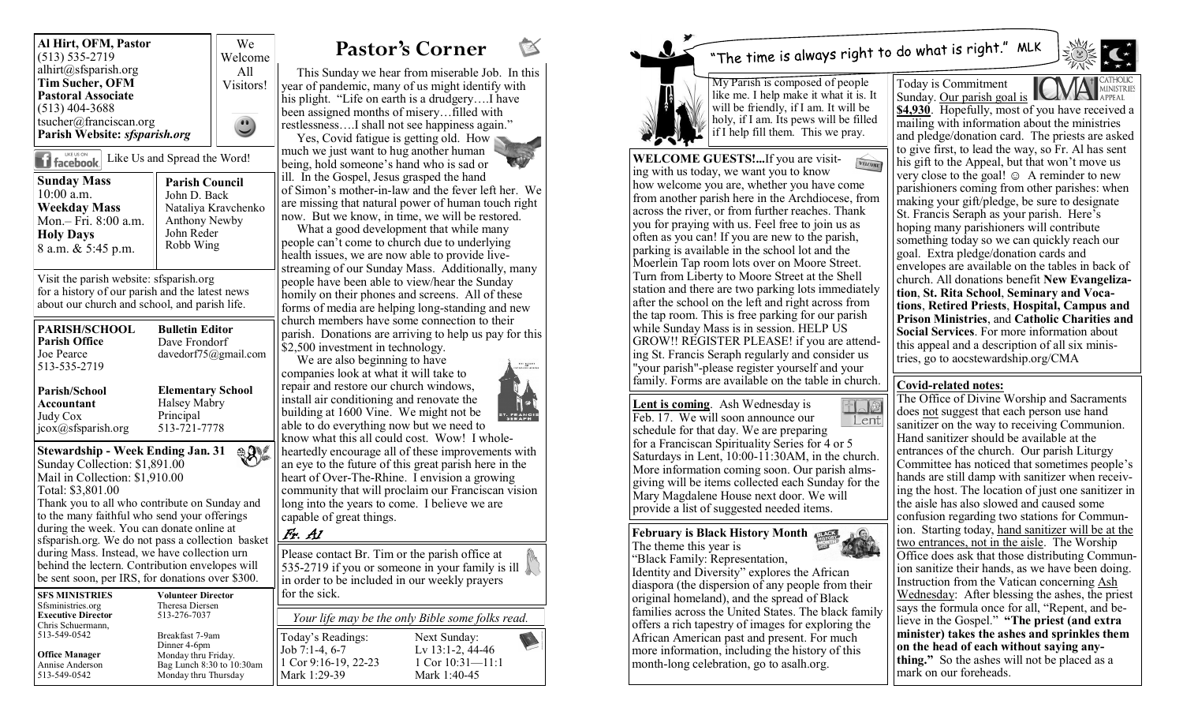**Al Hirt, OFM, Pastor**
(513) 535-2719
alhirt@sfsparish.org
**Tim Sucher, OFM**
**Pastoral Associate**
(513) 404-3688
tsucher@franciscan.org
**Parish Website: *sfsparish.org***

We Welcome All Visitors!

Like Us and Spread the Word!

**Sunday Mass**
10:00 a.m.
**Weekday Mass**
Mon.– Fri. 8:00 a.m.
**Holy Days**
8 a.m. & 5:45 p.m.

**Parish Council**
John D. Back
Nataliya Kravchenko
Anthony Newby
John Reder
Robb Wing

Visit the parish website: sfsparish.org for a history of our parish and the latest news about our church and school, and parish life.

**PARISH/SCHOOL**
**Parish Office**
Joe Pearce
513-535-2719

**Bulletin Editor**
Dave Frondorf
davedorf75@gmail.com

**Parish/School Accountant**
Judy Cox
jcox@sfsparish.org

**Elementary School**
Halsey Mabry
Principal
513-721-7778

**Stewardship - Week Ending Jan. 31**
Sunday Collection: $1,891.00
Mail in Collection: $1,910.00
Total: $3,801.00
Thank you to all who contribute on Sunday and to the many faithful who send your offerings during the week. You can donate online at sfsparish.org. We do not pass a collection basket during Mass. Instead, we have collection urn behind the lectern. Contribution envelopes will be sent soon, per IRS, for donations over $300.

**SFS MINISTRIES**
Sfsministries.org
**Executive Director**
Chris Schuermann,
513-549-0542

**Office Manager**
Annise Anderson
513-549-0542

**Volunteer Director**
Theresa Diersen
513-276-7037

Breakfast 7-9am
Dinner 4-6pm
Monday thru Friday.
Bag Lunch 8:30 to 10:30am
Monday thru Thursday

# Pastor's Corner

This Sunday we hear from miserable Job. In this year of pandemic, many of us might identify with his plight. "Life on earth is a drudgery….I have been assigned months of misery…filled with restlessness….I shall not see happiness again."

Yes, Covid fatigue is getting old. How much we just want to hug another human being, hold someone's hand who is sad or ill. In the Gospel, Jesus grasped the hand of Simon's mother-in-law and the fever left her. We are missing that natural power of human touch right now. But we know, in time, we will be restored.

What a good development that while many people can't come to church due to underlying health issues, we are now able to provide live-streaming of our Sunday Mass. Additionally, many people have been able to view/hear the Sunday homily on their phones and screens. All of these forms of media are helping long-standing and new church members have some connection to their parish. Donations are arriving to help us pay for this $2,500 investment in technology.

We are also beginning to have companies look at what it will take to repair and restore our church windows, install air conditioning and renovate the building at 1600 Vine. We might not be able to do everything now but we need to know what this all could cost. Wow! I whole-heartedly encourage all of these improvements with an eye to the future of this great parish here in the heart of Over-The-Rhine. I envision a growing community that will proclaim our Franciscan vision long into the years to come. I believe we are capable of great things.

*Fr. Al*

Please contact Br. Tim or the parish office at 535-2719 if you or someone in your family is ill in order to be included in our weekly prayers for the sick.

*Your life may be the only Bible some folks read.*

| Today's Readings: | Next Sunday: |
|---|---|
| Job 7:1-4, 6-7 | Lv 13:1-2, 44-46 |
| 1 Cor 9:16-19, 22-23 | 1 Cor 10:31—11:1 |
| Mark 1:29-39 | Mark 1:40-45 |

"The time is always right to do what is right." MLK

My Parish is composed of people like me. I help make it what it is. It will be friendly, if I am. It will be holy, if I am. Its pews will be filled if I help fill them. This we pray.

**WELCOME GUESTS!...**If you are visiting with us today, we want you to know how welcome you are, whether you have come from another parish here in the Archdiocese, from across the river, or from further reaches. Thank you for praying with us. Feel free to join us as often as you can! If you are new to the parish, parking is available in the school lot and the Moerlein Tap room lots over on Moore Street. Turn from Liberty to Moore Street at the Shell station and there are two parking lots immediately after the school on the left and right across from the tap room. This is free parking for our parish while Sunday Mass is in session. HELP US GROW!! REGISTER PLEASE! if you are attending St. Francis Seraph regularly and consider us "your parish"-please register yourself and your family. Forms are available on the table in church.

**Lent is coming**. Ash Wednesday is Feb. 17. We will soon announce our schedule for that day. We are preparing for a Franciscan Spirituality Series for 4 or 5 Saturdays in Lent, 10:00-11:30AM, in the church. More information coming soon. Our parish almsgiving will be items collected each Sunday for the Mary Magdalene House next door. We will provide a list of suggested needed items.

**February is Black History Month**
The theme this year is "Black Family: Representation, Identity and Diversity" explores the African diaspora (the dispersion of any people from their original homeland), and the spread of Black families across the United States. The black family offers a rich tapestry of images for exploring the African American past and present. For much more information, including the history of this month-long celebration, go to asalh.org.

Today is Commitment Sunday. Our parish goal is **$4,930**. Hopefully, most of you have received a mailing with information about the ministries and pledge/donation card. The priests are asked to give first, to lead the way, so Fr. Al has sent his gift to the Appeal, but that won't move us very close to the goal! ☺ A reminder to new parishioners coming from other parishes: when making your gift/pledge, be sure to designate St. Francis Seraph as your parish. Here's hoping many parishioners will contribute something today so we can quickly reach our goal. Extra pledge/donation cards and envelopes are available on the tables in back of church. All donations benefit **New Evangelization**, **St. Rita School**, **Seminary and Vocations**, **Retired Priests**, **Hospital, Campus and Prison Ministries**, and **Catholic Charities and Social Services**. For more information about this appeal and a description of all six ministries, go to aocstewardship.org/CMA

**Covid-related notes:**
The Office of Divine Worship and Sacraments does not suggest that each person use hand sanitizer on the way to receiving Communion. Hand sanitizer should be available at the entrances of the church. Our parish Liturgy Committee has noticed that sometimes people's hands are still damp with sanitizer when receiving the host. The location of just one sanitizer in the aisle has also slowed and caused some confusion regarding two stations for Communion. Starting today, hand sanitizer will be at the two entrances, not in the aisle. The Worship Office does ask that those distributing Communion sanitize their hands, as we have been doing. Instruction from the Vatican concerning Ash Wednesday: After blessing the ashes, the priest says the formula once for all, "Repent, and believe in the Gospel." **"The priest (and extra minister) takes the ashes and sprinkles them on the head of each without saying anything."** So the ashes will not be placed as a mark on our foreheads.